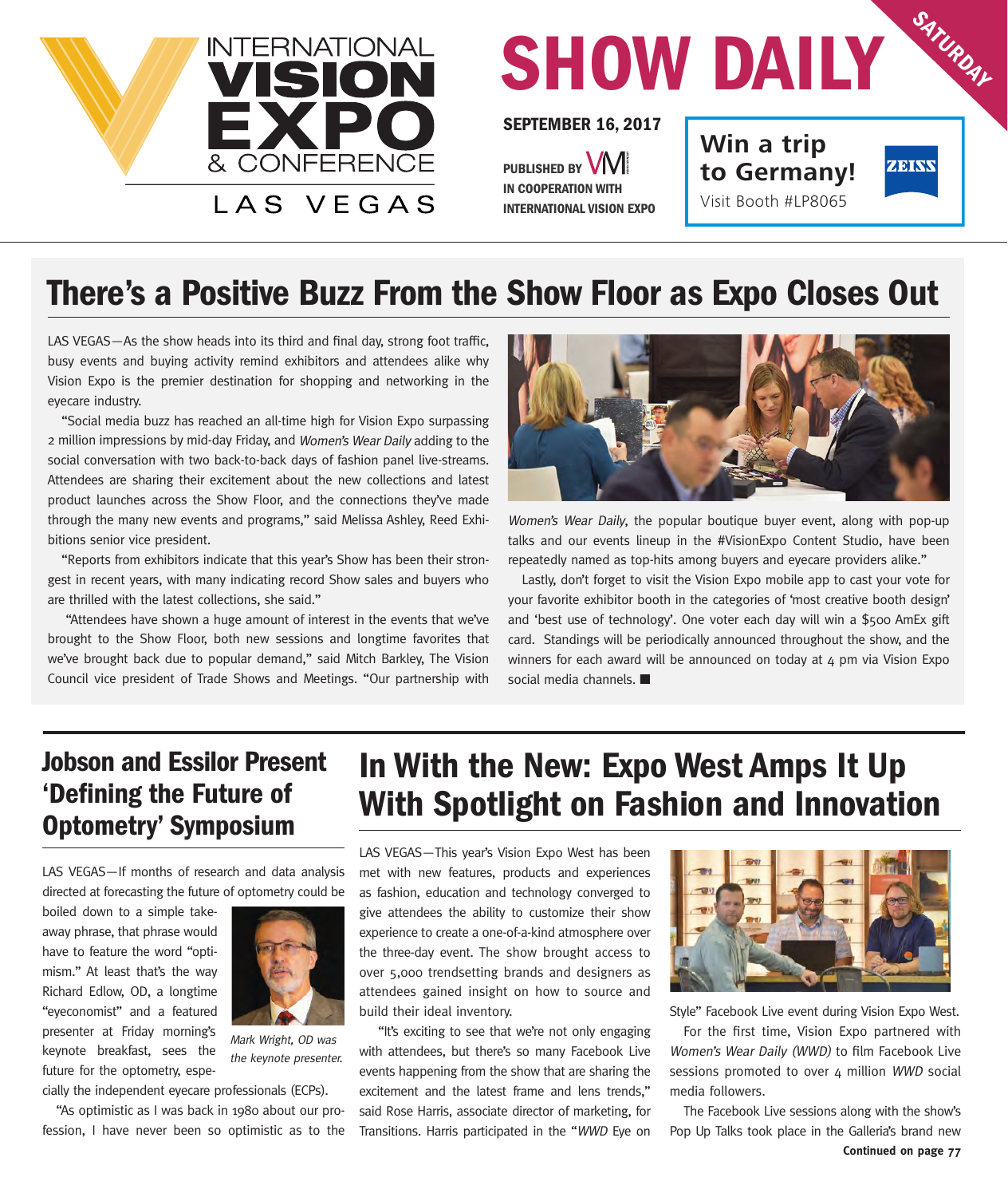# INTERNATIONAL VISION EXPO & CONFERENCE LAS VEGAS

# SHOW DAILY

SATURDAY

**SEPTEMBER 16, 2017**

**PUBLISHED BY VM**
**IN COOPERATION WITH INTERNATIONAL VISION EXPO**

**Win a trip to Germany!**
Visit Booth #LP8065
ZEISS

## There's a Positive Buzz From the Show Floor as Expo Closes Out

LAS VEGAS—As the show heads into its third and final day, strong foot traffic, busy events and buying activity remind exhibitors and attendees alike why Vision Expo is the premier destination for shopping and networking in the eyecare industry.

"Social media buzz has reached an all-time high for Vision Expo surpassing 2 million impressions by mid-day Friday, and *Women's Wear Daily* adding to the social conversation with two back-to-back days of fashion panel live-streams. Attendees are sharing their excitement about the new collections and latest product launches across the Show Floor, and the connections they've made through the many new events and programs," said Melissa Ashley, Reed Exhibitions senior vice president.

"Reports from exhibitors indicate that this year's Show has been their strongest in recent years, with many indicating record Show sales and buyers who are thrilled with the latest collections, she said."

"Attendees have shown a huge amount of interest in the events that we've brought to the Show Floor, both new sessions and longtime favorites that we've brought back due to popular demand," said Mitch Barkley, The Vision Council vice president of Trade Shows and Meetings. "Our partnership with *Women's Wear Daily*, the popular boutique buyer event, along with pop-up talks and our events lineup in the #VisionExpo Content Studio, have been repeatedly named as top-hits among buyers and eyecare providers alike."

Lastly, don't forget to visit the Vision Expo mobile app to cast your vote for your favorite exhibitor booth in the categories of 'most creative booth design' and 'best use of technology'. One voter each day will win a $500 AmEx gift card. Standings will be periodically announced throughout the show, and the winners for each award will be announced on today at 4 pm via Vision Expo social media channels. ■

## Jobson and Essilor Present 'Defining the Future of Optometry' Symposium

LAS VEGAS—If months of research and data analysis directed at forecasting the future of optometry could be boiled down to a simple take-away phrase, that phrase would have to feature the word "optimism." At least that's the way Richard Edlow, OD, a longtime "eyeconomist" and a featured presenter at Friday morning's keynote breakfast, sees the future for the optometry, especially the independent eyecare professionals (ECPs).

*Mark Wright, OD was the keynote presenter.*

"As optimistic as I was back in 1980 about our profession, I have never been so optimistic as to the

## In With the New: Expo West Amps It Up With Spotlight on Fashion and Innovation

LAS VEGAS—This year's Vision Expo West has been met with new features, products and experiences as fashion, education and technology converged to give attendees the ability to customize their show experience to create a one-of-a-kind atmosphere over the three-day event. The show brought access to over 5,000 trendsetting brands and designers as attendees gained insight on how to source and build their ideal inventory.

"It's exciting to see that we're not only engaging with attendees, but there's so many Facebook Live events happening from the show that are sharing the excitement and the latest frame and lens trends," said Rose Harris, associate director of marketing, for Transitions. Harris participated in the "*WWD* Eye on Style" Facebook Live event during Vision Expo West.

For the first time, Vision Expo partnered with *Women's Wear Daily (WWD)* to film Facebook Live sessions promoted to over 4 million *WWD* social media followers.

The Facebook Live sessions along with the show's Pop Up Talks took place in the Galleria's brand new

**Continued on page 77**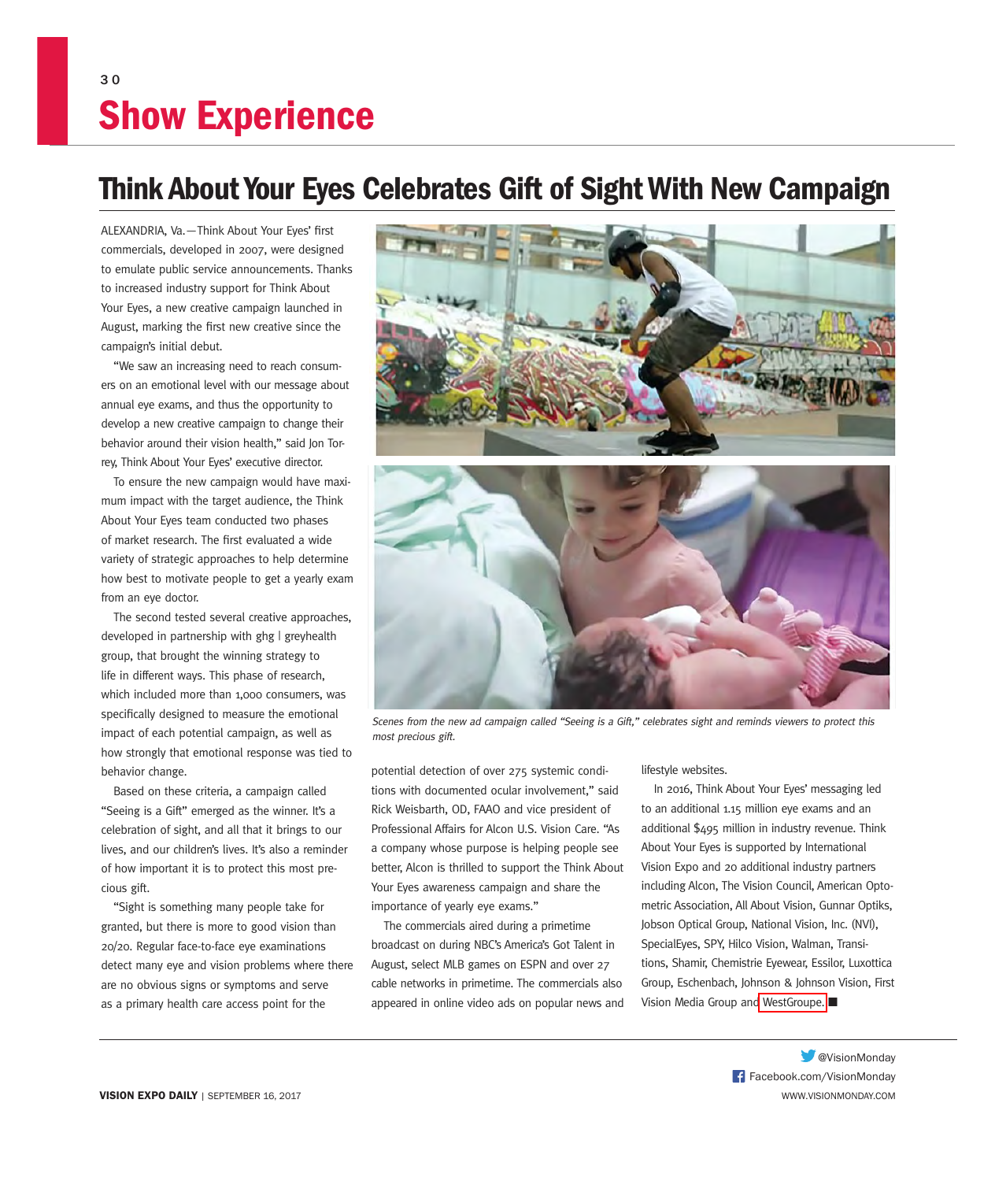## Show Experience

# Think About Your Eyes Celebrates Gift of Sight With New Campaign

ALEXANDRIA, Va.—Think About Your Eyes' first commercials, developed in 2007, were designed to emulate public service announcements. Thanks to increased industry support for Think About Your Eyes, a new creative campaign launched in August, marking the first new creative since the campaign's initial debut.

"We saw an increasing need to reach consumers on an emotional level with our message about annual eye exams, and thus the opportunity to develop a new creative campaign to change their behavior around their vision health," said Jon Torrey, Think About Your Eyes' executive director.

To ensure the new campaign would have maximum impact with the target audience, the Think About Your Eyes team conducted two phases of market research. The first evaluated a wide variety of strategic approaches to help determine how best to motivate people to get a yearly exam from an eye doctor.

The second tested several creative approaches, developed in partnership with ghg | greyhealth group, that brought the winning strategy to life in different ways. This phase of research, which included more than 1,000 consumers, was specifically designed to measure the emotional impact of each potential campaign, as well as how strongly that emotional response was tied to behavior change.

Based on these criteria, a campaign called "Seeing is a Gift" emerged as the winner. It's a celebration of sight, and all that it brings to our lives, and our children's lives. It's also a reminder of how important it is to protect this most precious gift.

"Sight is something many people take for granted, but there is more to good vision than 20/20. Regular face-to-face eye examinations detect many eye and vision problems where there are no obvious signs or symptoms and serve as a primary health care access point for the potential detection of over 275 systemic conditions with documented ocular involvement," said Rick Weisbarth, OD, FAAO and vice president of Professional Affairs for Alcon U.S. Vision Care. "As a company whose purpose is helping people see better, Alcon is thrilled to support the Think About Your Eyes awareness campaign and share the importance of yearly eye exams."

*Scenes from the new ad campaign called "Seeing is a Gift," celebrates sight and reminds viewers to protect this most precious gift.*

The commercials aired during a primetime broadcast on during NBC's America's Got Talent in August, select MLB games on ESPN and over 27 cable networks in primetime. The commercials also appeared in online video ads on popular news and lifestyle websites.

In 2016, Think About Your Eyes' messaging led to an additional 1.15 million eye exams and an additional $495 million in industry revenue. Think About Your Eyes is supported by International Vision Expo and 20 additional industry partners including Alcon, The Vision Council, American Optometric Association, All About Vision, Gunnar Optiks, Jobson Optical Group, National Vision, Inc. (NVI), SpecialEyes, SPY, Hilco Vision, Walman, Transitions, Shamir, Chemistrie Eyewear, Essilor, Luxottica Group, Eschenbach, Johnson & Johnson Vision, First Vision Media Group and WestGroupe. ■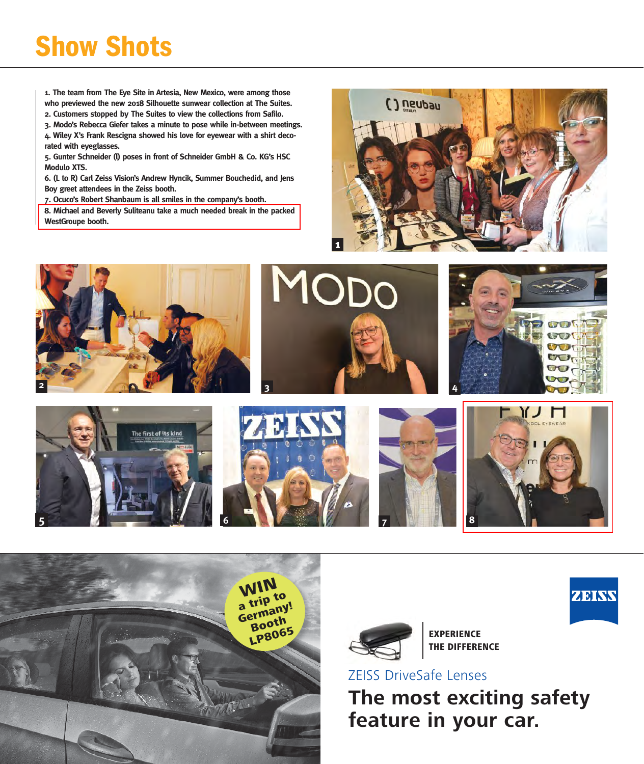# Show Shots

1. The team from The Eye Site in Artesia, New Mexico, were among those who previewed the new 2018 Silhouette sunwear collection at The Suites.
2. Customers stopped by The Suites to view the collections from Safilo.
3. Modo's Rebecca Giefer takes a minute to pose while in-between meetings.
4. Wiley X's Frank Rescigna showed his love for eyewear with a shirt decorated with eyeglasses.
5. Gunter Schneider (l) poses in front of Schneider GmbH & Co. KG's HSC Modulo XTS.
6. (L to R) Carl Zeiss Vision's Andrew Hyncik, Summer Bouchedid, and Jens Boy greet attendees in the Zeiss booth.
7. Ocuco's Robert Shanbaum is all smiles in the company's booth.
8. Michael and Beverly Suliteanu take a much needed break in the packed WestGroupe booth.

WIN a trip to Germany! Booth LP8065

EXPERIENCE THE DIFFERENCE

ZEISS

ZEISS DriveSafe Lenses

**The most exciting safety feature in your car.**